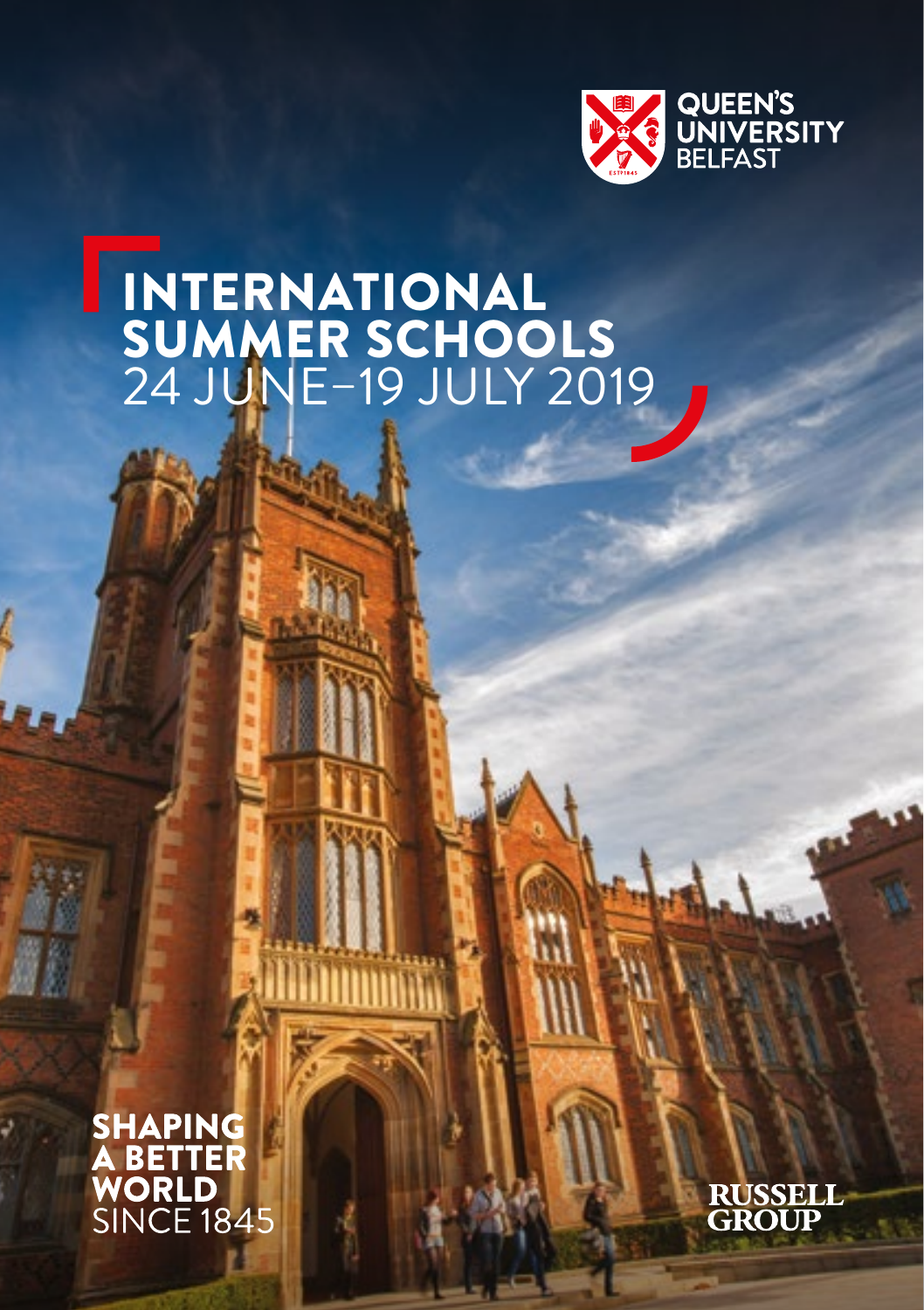QUEEN'S UNIVERSITY BELFAST

# INTERNATIONAL SUMMER SCHOOLS 24 JUNE–19 JULY 2019

**SHAPING A BETTER WORLD** SINCE 1845

RUSSELL GROUP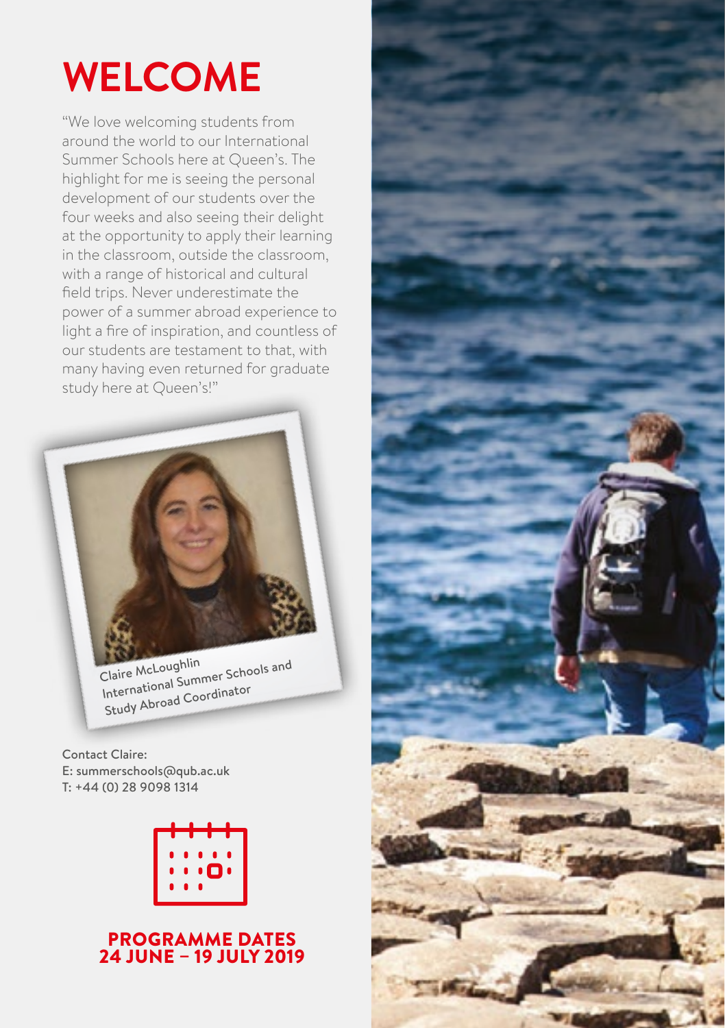# WELCOME

"We love welcoming students from around the world to our International Summer Schools here at Queen's. The highlight for me is seeing the personal development of our students over the four weeks and also seeing their delight at the opportunity to apply their learning in the classroom, outside the classroom, with a range of historical and cultural field trips. Never underestimate the power of a summer abroad experience to light a fire of inspiration, and countless of our students are testament to that, with many having even returned for graduate study here at Queen's!"

Claire McLoughlin
International Summer Schools and Study Abroad Coordinator

**Contact Claire:**
**E: summerschools@qub.ac.uk**
**T: +44 (0) 28 9098 1314**

## PROGRAMME DATES
## 24 JUNE – 19 JULY 2019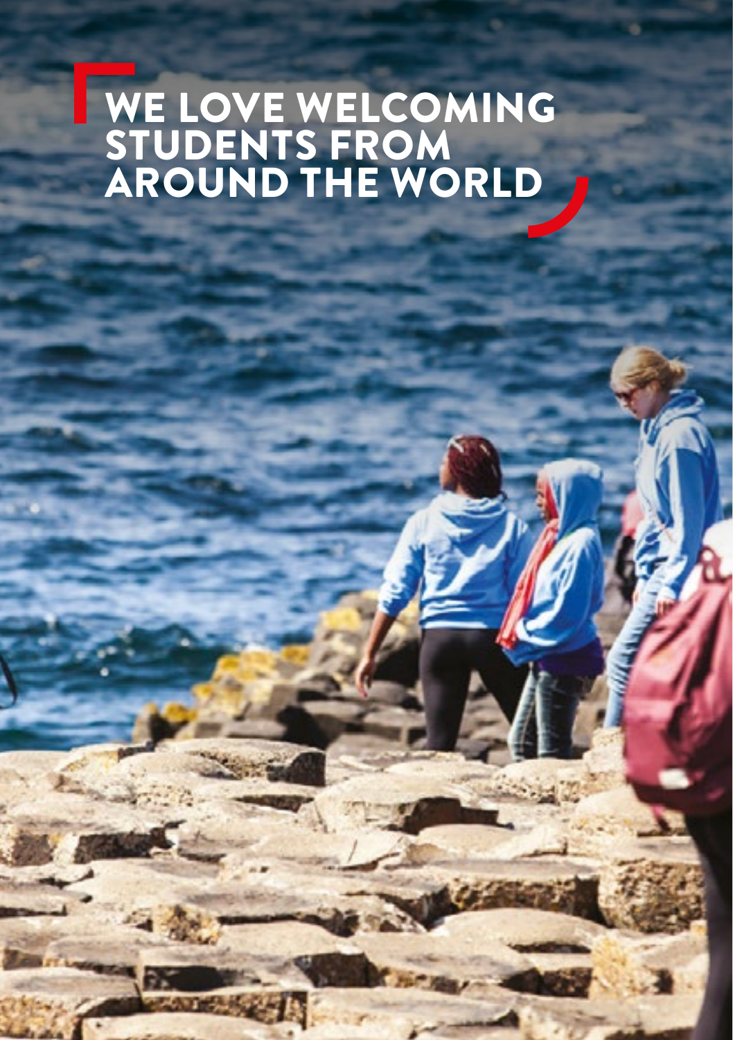# WE LOVE WELCOMING STUDENTS FROM AROUND THE WORLD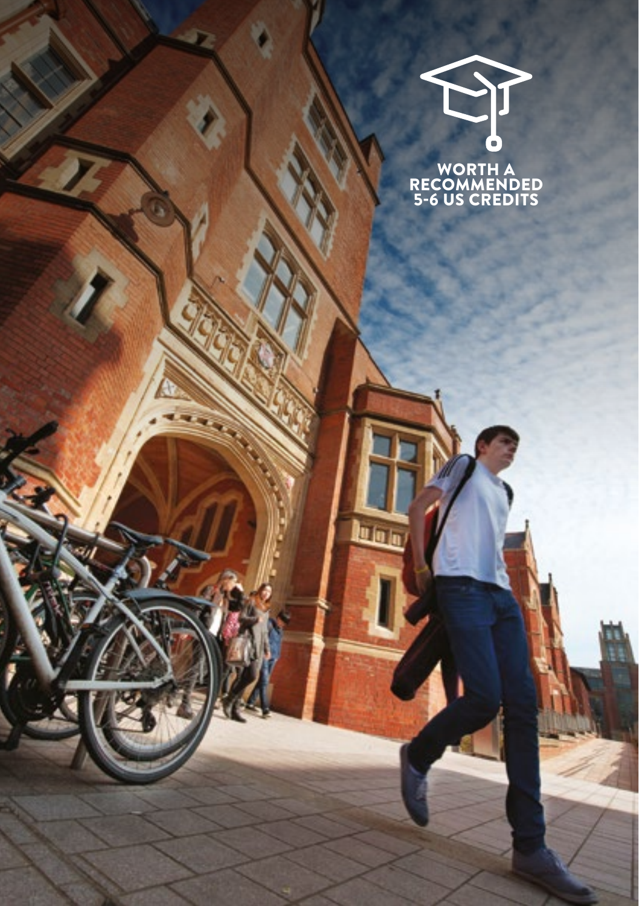WORTH A RECOMMENDED 5-6 US CREDITS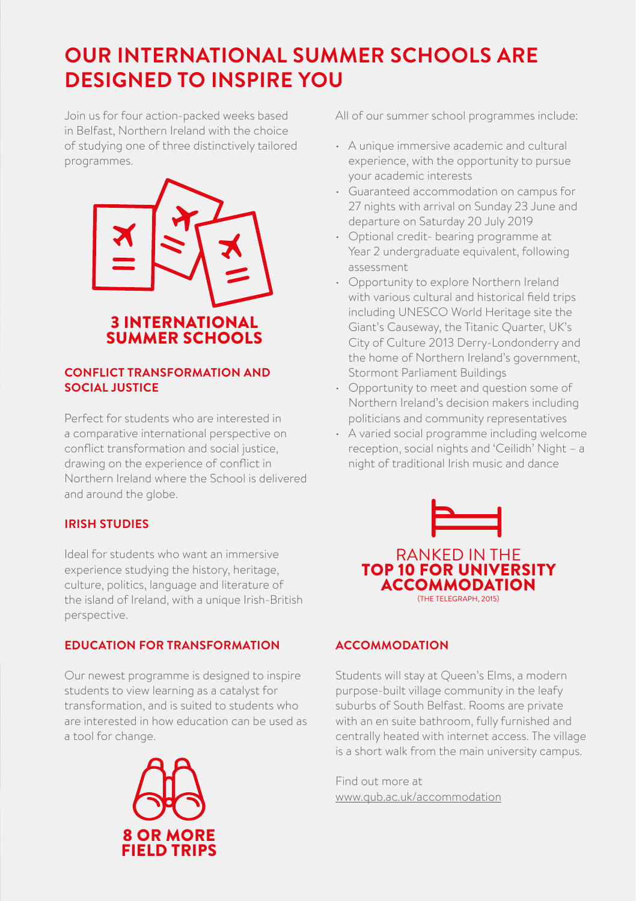# OUR INTERNATIONAL SUMMER SCHOOLS ARE DESIGNED TO INSPIRE YOU

Join us for four action-packed weeks based in Belfast, Northern Ireland with the choice of studying one of three distinctively tailored programmes.

**3 INTERNATIONAL SUMMER SCHOOLS**

### CONFLICT TRANSFORMATION AND SOCIAL JUSTICE

Perfect for students who are interested in a comparative international perspective on conflict transformation and social justice, drawing on the experience of conflict in Northern Ireland where the School is delivered and around the globe.

### IRISH STUDIES

Ideal for students who want an immersive experience studying the history, heritage, culture, politics, language and literature of the island of Ireland, with a unique Irish-British perspective.

### EDUCATION FOR TRANSFORMATION

Our newest programme is designed to inspire students to view learning as a catalyst for transformation, and is suited to students who are interested in how education can be used as a tool for change.

**8 OR MORE FIELD TRIPS**

All of our summer school programmes include:

- A unique immersive academic and cultural experience, with the opportunity to pursue your academic interests
- Guaranteed accommodation on campus for 27 nights with arrival on Sunday 23 June and departure on Saturday 20 July 2019
- Optional credit- bearing programme at Year 2 undergraduate equivalent, following assessment
- Opportunity to explore Northern Ireland with various cultural and historical field trips including UNESCO World Heritage site the Giant's Causeway, the Titanic Quarter, UK's City of Culture 2013 Derry-Londonderry and the home of Northern Ireland's government, Stormont Parliament Buildings
- Opportunity to meet and question some of Northern Ireland's decision makers including politicians and community representatives
- A varied social programme including welcome reception, social nights and 'Ceilidh' Night – a night of traditional Irish music and dance

RANKED IN THE **TOP 10 FOR UNIVERSITY ACCOMMODATION**
(THE TELEGRAPH, 2015)

### ACCOMMODATION

Students will stay at Queen's Elms, a modern purpose-built village community in the leafy suburbs of South Belfast. Rooms are private with an en suite bathroom, fully furnished and centrally heated with internet access. The village is a short walk from the main university campus.

Find out more at
www.qub.ac.uk/accommodation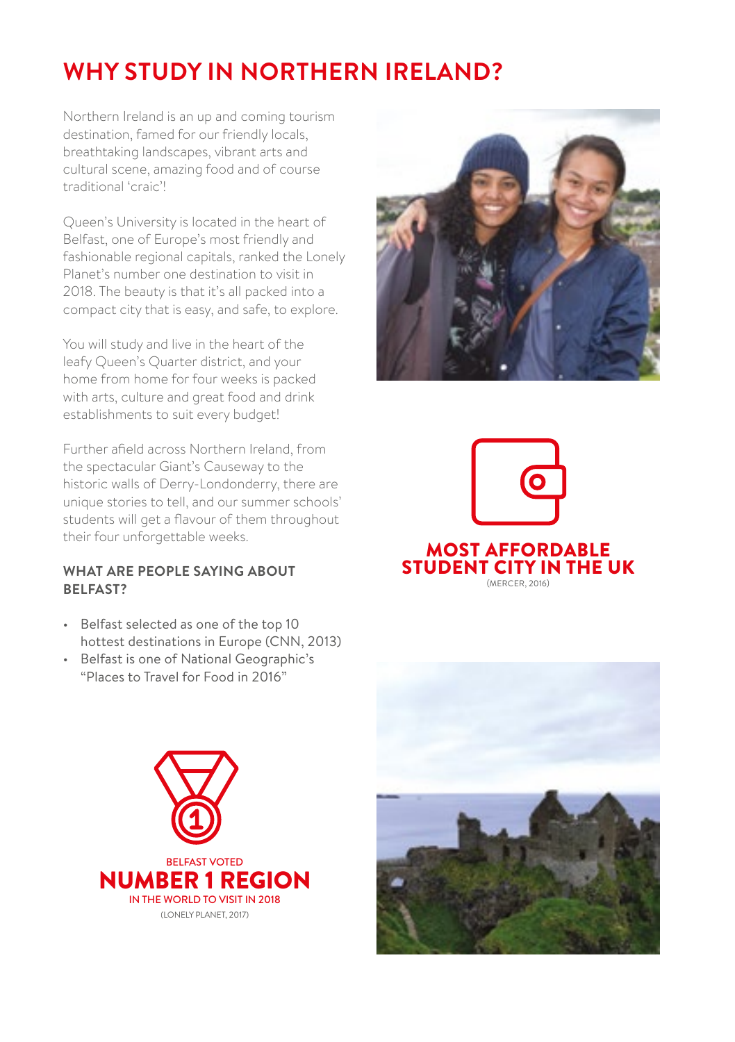# WHY STUDY IN NORTHERN IRELAND?

Northern Ireland is an up and coming tourism destination, famed for our friendly locals, breathtaking landscapes, vibrant arts and cultural scene, amazing food and of course traditional 'craic'!

Queen's University is located in the heart of Belfast, one of Europe's most friendly and fashionable regional capitals, ranked the Lonely Planet's number one destination to visit in 2018. The beauty is that it's all packed into a compact city that is easy, and safe, to explore.

You will study and live in the heart of the leafy Queen's Quarter district, and your home from home for four weeks is packed with arts, culture and great food and drink establishments to suit every budget!

Further afield across Northern Ireland, from the spectacular Giant's Causeway to the historic walls of Derry-Londonderry, there are unique stories to tell, and our summer schools' students will get a flavour of them throughout their four unforgettable weeks.

**MOST AFFORDABLE STUDENT CITY IN THE UK**
(MERCER, 2016)

### WHAT ARE PEOPLE SAYING ABOUT BELFAST?

- Belfast selected as one of the top 10 hottest destinations in Europe (CNN, 2013)
- Belfast is one of National Geographic's "Places to Travel for Food in 2016"

BELFAST VOTED
**NUMBER 1 REGION**
IN THE WORLD TO VISIT IN 2018
(LONELY PLANET, 2017)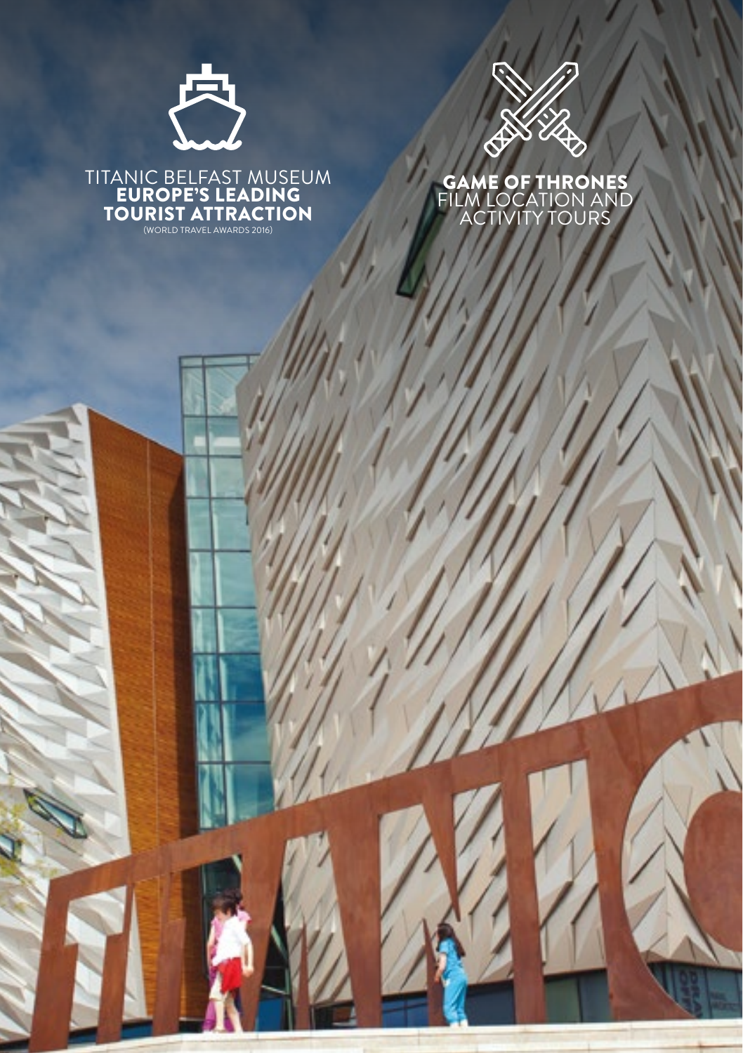TITANIC BELFAST MUSEUM
**EUROPE'S LEADING TOURIST ATTRACTION**
(WORLD TRAVEL AWARDS 2016)

**GAME OF THRONES**
FILM LOCATION AND ACTIVITY TOURS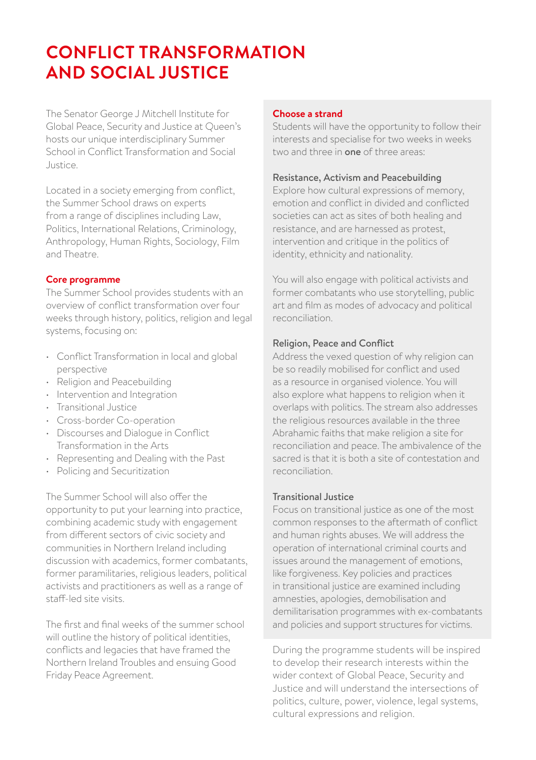# CONFLICT TRANSFORMATION AND SOCIAL JUSTICE

The Senator George J Mitchell Institute for Global Peace, Security and Justice at Queen's hosts our unique interdisciplinary Summer School in Conflict Transformation and Social Justice.

Located in a society emerging from conflict, the Summer School draws on experts from a range of disciplines including Law, Politics, International Relations, Criminology, Anthropology, Human Rights, Sociology, Film and Theatre.

## Core programme

The Summer School provides students with an overview of conflict transformation over four weeks through history, politics, religion and legal systems, focusing on:

- Conflict Transformation in local and global perspective
- Religion and Peacebuilding
- Intervention and Integration
- Transitional Justice
- Cross-border Co-operation
- Discourses and Dialogue in Conflict Transformation in the Arts
- Representing and Dealing with the Past
- Policing and Securitization

The Summer School will also offer the opportunity to put your learning into practice, combining academic study with engagement from different sectors of civic society and communities in Northern Ireland including discussion with academics, former combatants, former paramilitaries, religious leaders, political activists and practitioners as well as a range of staff-led site visits.

The first and final weeks of the summer school will outline the history of political identities, conflicts and legacies that have framed the Northern Ireland Troubles and ensuing Good Friday Peace Agreement.

## Choose a strand

Students will have the opportunity to follow their interests and specialise for two weeks in weeks two and three in **one** of three areas:

### Resistance, Activism and Peacebuilding

Explore how cultural expressions of memory, emotion and conflict in divided and conflicted societies can act as sites of both healing and resistance, and are harnessed as protest, intervention and critique in the politics of identity, ethnicity and nationality.

You will also engage with political activists and former combatants who use storytelling, public art and film as modes of advocacy and political reconciliation.

### Religion, Peace and Conflict

Address the vexed question of why religion can be so readily mobilised for conflict and used as a resource in organised violence. You will also explore what happens to religion when it overlaps with politics. The stream also addresses the religious resources available in the three Abrahamic faiths that make religion a site for reconciliation and peace. The ambivalence of the sacred is that it is both a site of contestation and reconciliation.

### Transitional Justice

Focus on transitional justice as one of the most common responses to the aftermath of conflict and human rights abuses. We will address the operation of international criminal courts and issues around the management of emotions, like forgiveness. Key policies and practices in transitional justice are examined including amnesties, apologies, demobilisation and demilitarisation programmes with ex-combatants and policies and support structures for victims.

During the programme students will be inspired to develop their research interests within the wider context of Global Peace, Security and Justice and will understand the intersections of politics, culture, power, violence, legal systems, cultural expressions and religion.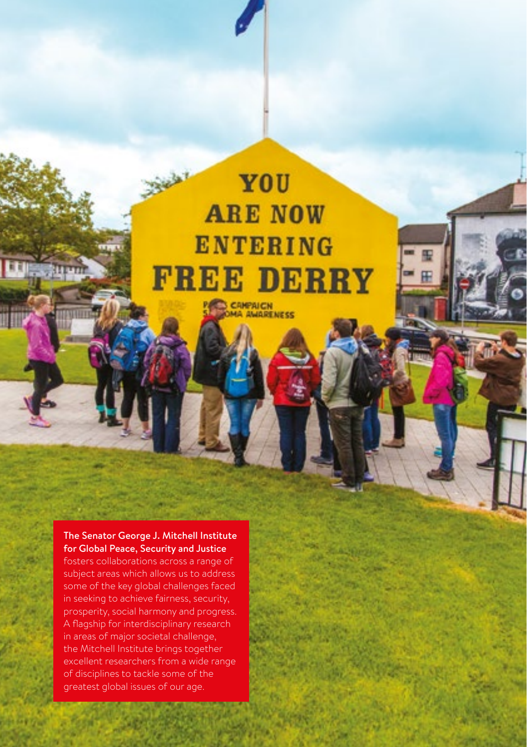**The Senator George J. Mitchell Institute for Global Peace, Security and Justice** fosters collaborations across a range of subject areas which allows us to address some of the key global challenges faced in seeking to achieve fairness, security, prosperity, social harmony and progress. A flagship for interdisciplinary research in areas of major societal challenge, the Mitchell Institute brings together excellent researchers from a wide range of disciplines to tackle some of the greatest global issues of our age.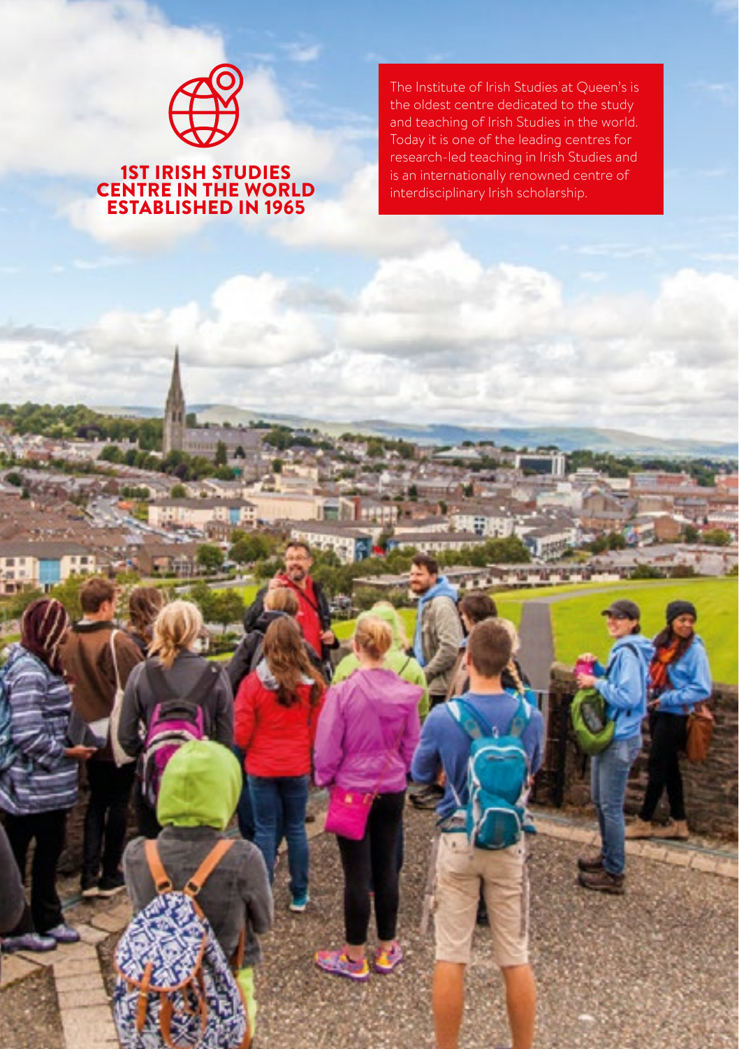**1ST IRISH STUDIES CENTRE IN THE WORLD ESTABLISHED IN 1965**

The Institute of Irish Studies at Queen's is the oldest centre dedicated to the study and teaching of Irish Studies in the world. Today it is one of the leading centres for research-led teaching in Irish Studies and is an internationally renowned centre of interdisciplinary Irish scholarship.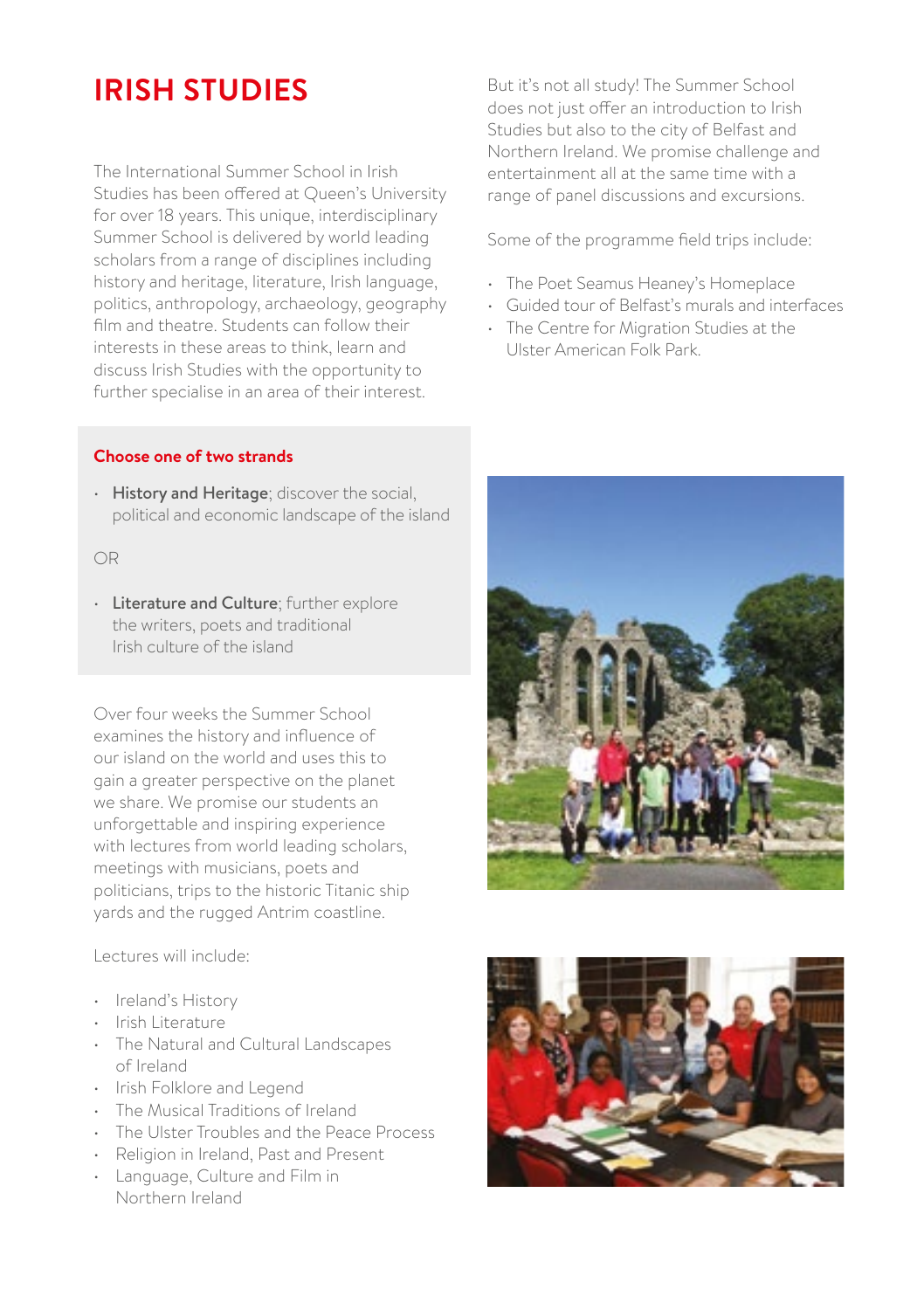# IRISH STUDIES

The International Summer School in Irish Studies has been offered at Queen's University for over 18 years. This unique, interdisciplinary Summer School is delivered by world leading scholars from a range of disciplines including history and heritage, literature, Irish language, politics, anthropology, archaeology, geography film and theatre. Students can follow their interests in these areas to think, learn and discuss Irish Studies with the opportunity to further specialise in an area of their interest.

### Choose one of two strands

- **History and Heritage**; discover the social, political and economic landscape of the island

OR

- **Literature and Culture**; further explore the writers, poets and traditional Irish culture of the island

Over four weeks the Summer School examines the history and influence of our island on the world and uses this to gain a greater perspective on the planet we share. We promise our students an unforgettable and inspiring experience with lectures from world leading scholars, meetings with musicians, poets and politicians, trips to the historic Titanic ship yards and the rugged Antrim coastline.

Lectures will include:

- Ireland's History
- Irish Literature
- The Natural and Cultural Landscapes of Ireland
- Irish Folklore and Legend
- The Musical Traditions of Ireland
- The Ulster Troubles and the Peace Process
- Religion in Ireland, Past and Present
- Language, Culture and Film in Northern Ireland

But it's not all study! The Summer School does not just offer an introduction to Irish Studies but also to the city of Belfast and Northern Ireland. We promise challenge and entertainment all at the same time with a range of panel discussions and excursions.

Some of the programme field trips include:

- The Poet Seamus Heaney's Homeplace
- Guided tour of Belfast's murals and interfaces
- The Centre for Migration Studies at the Ulster American Folk Park.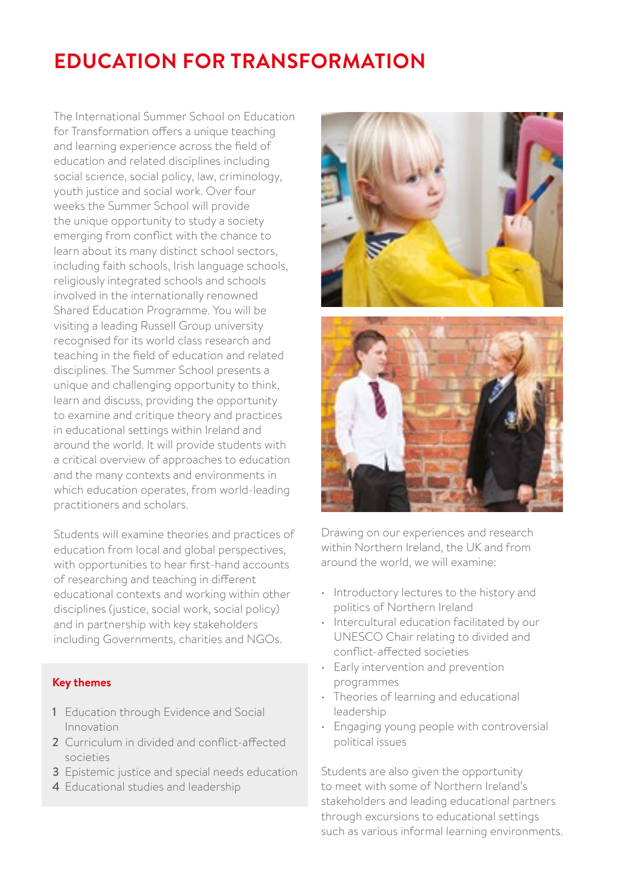# EDUCATION FOR TRANSFORMATION

The International Summer School on Education for Transformation offers a unique teaching and learning experience across the field of education and related disciplines including social science, social policy, law, criminology, youth justice and social work. Over four weeks the Summer School will provide the unique opportunity to study a society emerging from conflict with the chance to learn about its many distinct school sectors, including faith schools, Irish language schools, religiously integrated schools and schools involved in the internationally renowned Shared Education Programme. You will be visiting a leading Russell Group university recognised for its world class research and teaching in the field of education and related disciplines. The Summer School presents a unique and challenging opportunity to think, learn and discuss, providing the opportunity to examine and critique theory and practices in educational settings within Ireland and around the world. It will provide students with a critical overview of approaches to education and the many contexts and environments in which education operates, from world-leading practitioners and scholars.

Students will examine theories and practices of education from local and global perspectives, with opportunities to hear first-hand accounts of researching and teaching in different educational contexts and working within other disciplines (justice, social work, social policy) and in partnership with key stakeholders including Governments, charities and NGOs.

**Key themes**

1. Education through Evidence and Social Innovation
2. Curriculum in divided and conflict-affected societies
3. Epistemic justice and special needs education
4. Educational studies and leadership

Drawing on our experiences and research within Northern Ireland, the UK and from around the world, we will examine:

- Introductory lectures to the history and politics of Northern Ireland
- Intercultural education facilitated by our UNESCO Chair relating to divided and conflict-affected societies
- Early intervention and prevention programmes
- Theories of learning and educational leadership
- Engaging young people with controversial political issues

Students are also given the opportunity to meet with some of Northern Ireland's stakeholders and leading educational partners through excursions to educational settings such as various informal learning environments.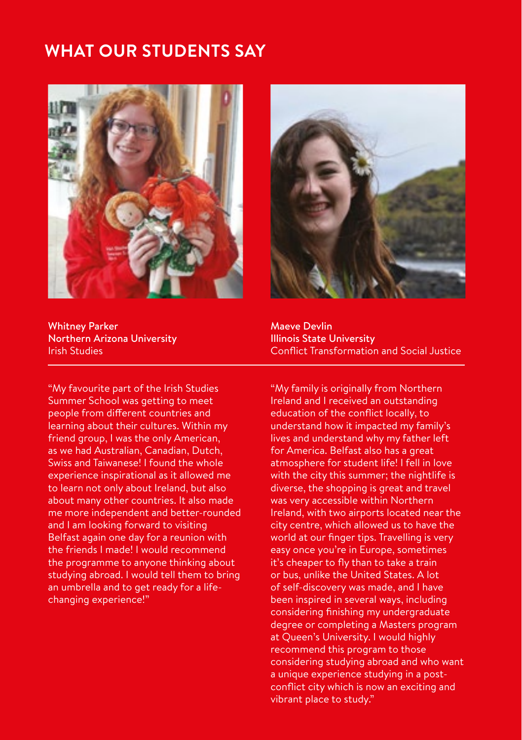# WHAT OUR STUDENTS SAY

**Whitney Parker**
**Northern Arizona University**
Irish Studies

"My favourite part of the Irish Studies Summer School was getting to meet people from different countries and learning about their cultures. Within my friend group, I was the only American, as we had Australian, Canadian, Dutch, Swiss and Taiwanese! I found the whole experience inspirational as it allowed me to learn not only about Ireland, but also about many other countries. It also made me more independent and better-rounded and I am looking forward to visiting Belfast again one day for a reunion with the friends I made! I would recommend the programme to anyone thinking about studying abroad. I would tell them to bring an umbrella and to get ready for a life-changing experience!"

**Maeve Devlin**
**Illinois State University**
Conflict Transformation and Social Justice

"My family is originally from Northern Ireland and I received an outstanding education of the conflict locally, to understand how it impacted my family's lives and understand why my father left for America. Belfast also has a great atmosphere for student life! I fell in love with the city this summer; the nightlife is diverse, the shopping is great and travel was very accessible within Northern Ireland, with two airports located near the city centre, which allowed us to have the world at our finger tips. Travelling is very easy once you're in Europe, sometimes it's cheaper to fly than to take a train or bus, unlike the United States. A lot of self-discovery was made, and I have been inspired in several ways, including considering finishing my undergraduate degree or completing a Masters program at Queen's University. I would highly recommend this program to those considering studying abroad and who want a unique experience studying in a post-conflict city which is now an exciting and vibrant place to study."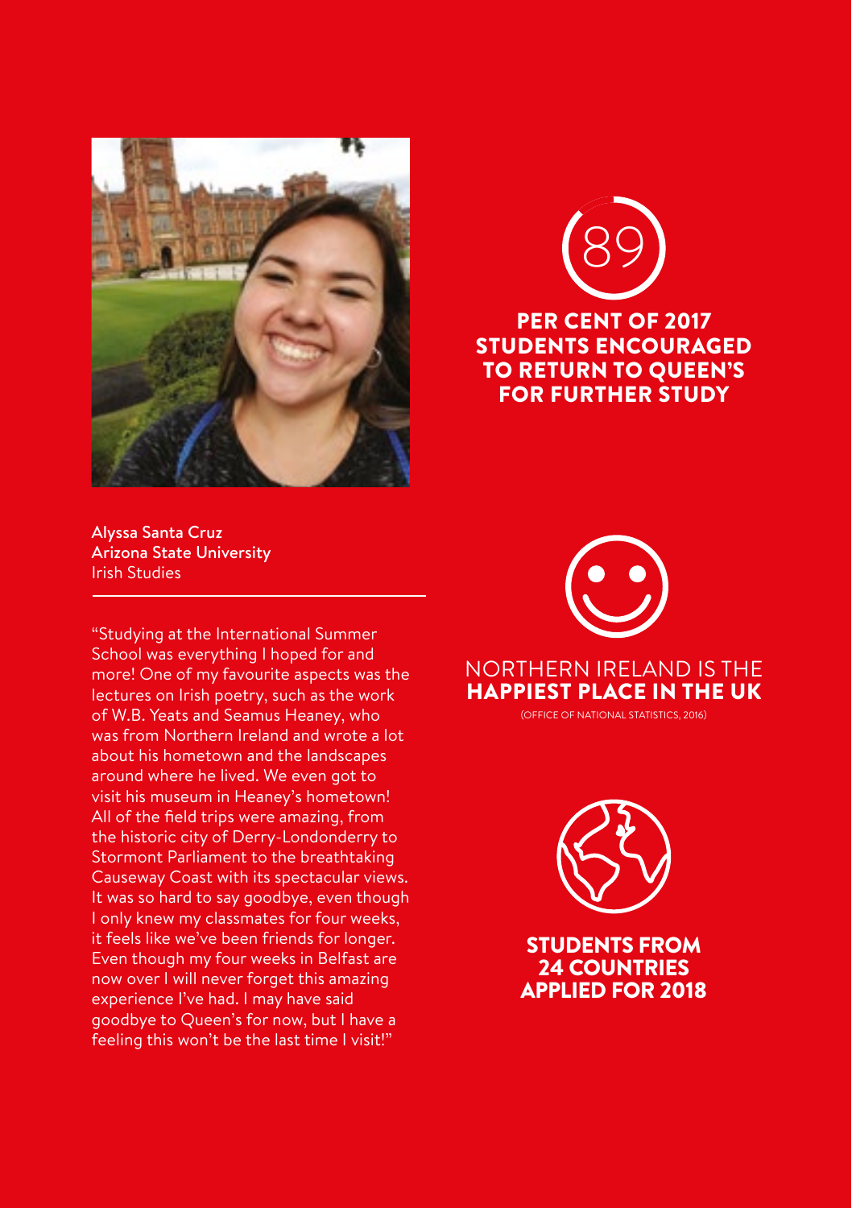**Alyssa Santa Cruz**
**Arizona State University**
Irish Studies

"Studying at the International Summer School was everything I hoped for and more! One of my favourite aspects was the lectures on Irish poetry, such as the work of W.B. Yeats and Seamus Heaney, who was from Northern Ireland and wrote a lot about his hometown and the landscapes around where he lived. We even got to visit his museum in Heaney's hometown! All of the field trips were amazing, from the historic city of Derry-Londonderry to Stormont Parliament to the breathtaking Causeway Coast with its spectacular views. It was so hard to say goodbye, even though I only knew my classmates for four weeks, it feels like we've been friends for longer. Even though my four weeks in Belfast are now over I will never forget this amazing experience I've had. I may have said goodbye to Queen's for now, but I have a feeling this won't be the last time I visit!"

89

**PER CENT OF 2017 STUDENTS ENCOURAGED TO RETURN TO QUEEN'S FOR FURTHER STUDY**

NORTHERN IRELAND IS THE **HAPPIEST PLACE IN THE UK**

(OFFICE OF NATIONAL STATISTICS, 2016)

**STUDENTS FROM 24 COUNTRIES APPLIED FOR 2018**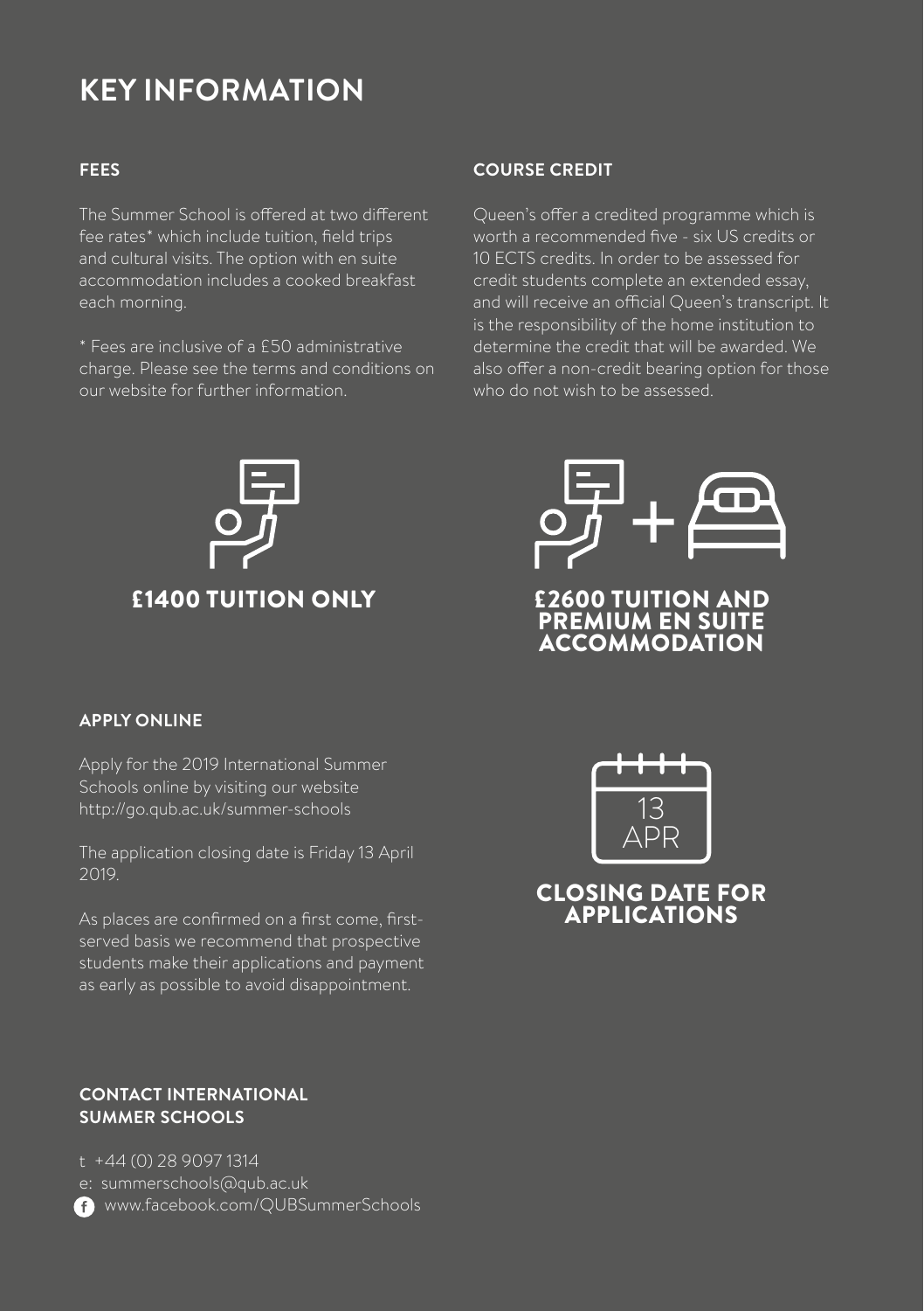# KEY INFORMATION

## FEES

The Summer School is offered at two different fee rates* which include tuition, field trips and cultural visits. The option with en suite accommodation includes a cooked breakfast each morning.

* Fees are inclusive of a £50 administrative charge. Please see the terms and conditions on our website for further information.

## COURSE CREDIT

Queen's offer a credited programme which is worth a recommended five - six US credits or 10 ECTS credits. In order to be assessed for credit students complete an extended essay, and will receive an official Queen's transcript. It is the responsibility of the home institution to determine the credit that will be awarded. We also offer a non-credit bearing option for those who do not wish to be assessed.

**£1400 TUITION ONLY**

**£2600 TUITION AND PREMIUM EN SUITE ACCOMMODATION**

## APPLY ONLINE

Apply for the 2019 International Summer Schools online by visiting our website http://go.qub.ac.uk/summer-schools

The application closing date is Friday 13 April 2019.

As places are confirmed on a first come, first-served basis we recommend that prospective students make their applications and payment as early as possible to avoid disappointment.

13
APR

**CLOSING DATE FOR APPLICATIONS**

## CONTACT INTERNATIONAL SUMMER SCHOOLS

t +44 (0) 28 9097 1314
e: summerschools@qub.ac.uk
www.facebook.com/QUBSummerSchools